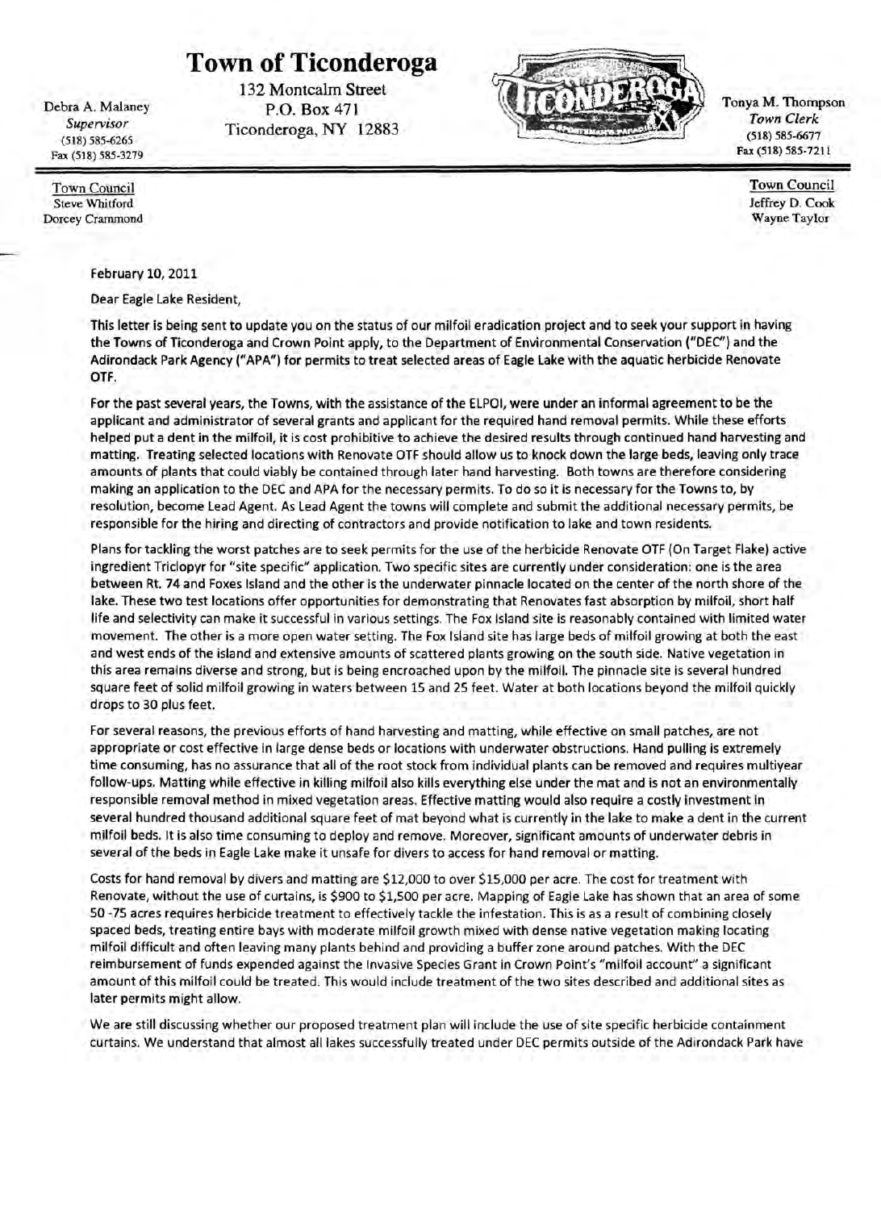# Town of Ticonderoga

132 Montcalm Street
P.O. Box 471
Ticonderoga, NY 12883

Debra A. Malaney
*Supervisor*
(518) 585-6265
Fax (518) 585-3279

Tonya M. Thompson
*Town Clerk*
(518) 585-6677
Fax (518) 585-7211

Town Council
Steve Whitford
Dorcey Crammond

Town Council
Jeffrey D. Cook
Wayne Taylor

February 10, 2011

Dear Eagle Lake Resident,

This letter is being sent to update you on the status of our milfoil eradication project and to seek your support in having the Towns of Ticonderoga and Crown Point apply, to the Department of Environmental Conservation ("DEC") and the Adirondack Park Agency ("APA") for permits to treat selected areas of Eagle Lake with the aquatic herbicide Renovate OTF.

For the past several years, the Towns, with the assistance of the ELPOI, were under an informal agreement to be the applicant and administrator of several grants and applicant for the required hand removal permits. While these efforts helped put a dent in the milfoil, it is cost prohibitive to achieve the desired results through continued hand harvesting and matting. Treating selected locations with Renovate OTF should allow us to knock down the large beds, leaving only trace amounts of plants that could viably be contained through later hand harvesting. Both towns are therefore considering making an application to the DEC and APA for the necessary permits. To do so it is necessary for the Towns to, by resolution, become Lead Agent. As Lead Agent the towns will complete and submit the additional necessary permits, be responsible for the hiring and directing of contractors and provide notification to lake and town residents.

Plans for tackling the worst patches are to seek permits for the use of the herbicide Renovate OTF (On Target Flake) active ingredient Triclopyr for "site specific" application. Two specific sites are currently under consideration: one is the area between Rt. 74 and Foxes Island and the other is the underwater pinnacle located on the center of the north shore of the lake. These two test locations offer opportunities for demonstrating that Renovates fast absorption by milfoil, short half life and selectivity can make it successful in various settings. The Fox Island site is reasonably contained with limited water movement. The other is a more open water setting. The Fox Island site has large beds of milfoil growing at both the east and west ends of the island and extensive amounts of scattered plants growing on the south side. Native vegetation in this area remains diverse and strong, but is being encroached upon by the milfoil. The pinnacle site is several hundred square feet of solid milfoil growing in waters between 15 and 25 feet. Water at both locations beyond the milfoil quickly drops to 30 plus feet.

For several reasons, the previous efforts of hand harvesting and matting, while effective on small patches, are not appropriate or cost effective in large dense beds or locations with underwater obstructions. Hand pulling is extremely time consuming, has no assurance that all of the root stock from individual plants can be removed and requires multiyear follow-ups. Matting while effective in killing milfoil also kills everything else under the mat and is not an environmentally responsible removal method in mixed vegetation areas. Effective matting would also require a costly investment in several hundred thousand additional square feet of mat beyond what is currently in the lake to make a dent in the current milfoil beds. It is also time consuming to deploy and remove. Moreover, significant amounts of underwater debris in several of the beds in Eagle Lake make it unsafe for divers to access for hand removal or matting.

Costs for hand removal by divers and matting are $12,000 to over $15,000 per acre. The cost for treatment with Renovate, without the use of curtains, is $900 to $1,500 per acre. Mapping of Eagle Lake has shown that an area of some 50 -75 acres requires herbicide treatment to effectively tackle the infestation. This is as a result of combining closely spaced beds, treating entire bays with moderate milfoil growth mixed with dense native vegetation making locating milfoil difficult and often leaving many plants behind and providing a buffer zone around patches. With the DEC reimbursement of funds expended against the Invasive Species Grant in Crown Point's "milfoil account" a significant amount of this milfoil could be treated. This would include treatment of the two sites described and additional sites as later permits might allow.

We are still discussing whether our proposed treatment plan will include the use of site specific herbicide containment curtains. We understand that almost all lakes successfully treated under DEC permits outside of the Adirondack Park have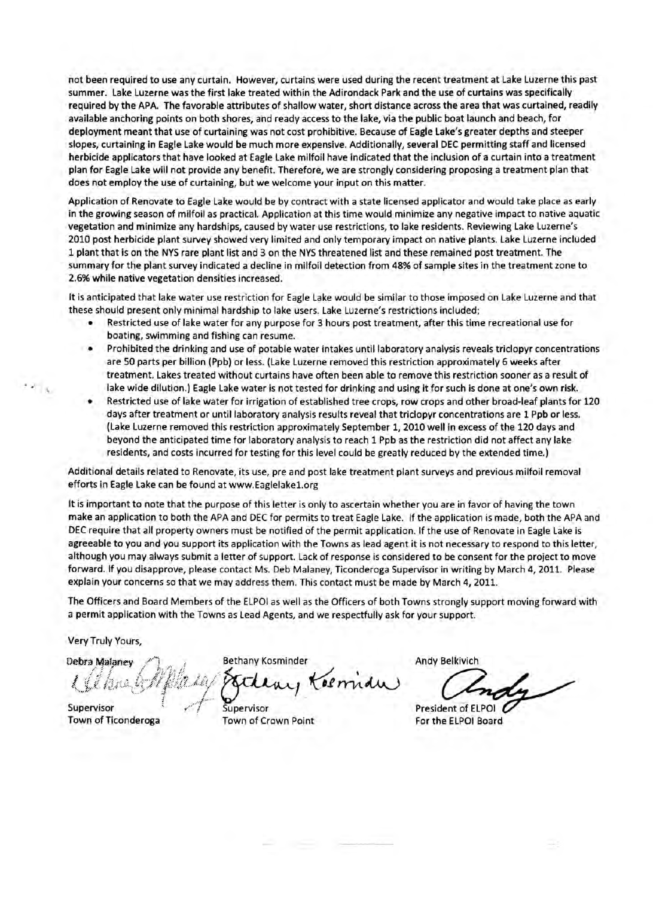not been required to use any curtain. However, curtains were used during the recent treatment at Lake Luzerne this past summer. Lake Luzerne was the first lake treated within the Adirondack Park and the use of curtains was specifically required by the APA. The favorable attributes of shallow water, short distance across the area that was curtained, readily available anchoring points on both shores, and ready access to the lake, via the public boat launch and beach, for deployment meant that use of curtaining was not cost prohibitive. Because of Eagle Lake's greater depths and steeper slopes, curtaining in Eagle Lake would be much more expensive. Additionally, several DEC permitting staff and licensed herbicide applicators that have looked at Eagle Lake milfoil have indicated that the inclusion of a curtain into a treatment plan for Eagle Lake will not provide any benefit. Therefore, we are strongly considering proposing a treatment plan that does not employ the use of curtaining, but we welcome your input on this matter.

Application of Renovate to Eagle Lake would be by contract with a state licensed applicator and would take place as early in the growing season of milfoil as practical. Application at this time would minimize any negative impact to native aquatic vegetation and minimize any hardships, caused by water use restrictions, to lake residents. Reviewing Lake Luzerne's 2010 post herbicide plant survey showed very limited and only temporary impact on native plants. Lake Luzerne included 1 plant that is on the NYS rare plant list and 3 on the NYS threatened list and these remained post treatment. The summary for the plant survey indicated a decline in milfoil detection from 48% of sample sites in the treatment zone to 2.6% while native vegetation densities increased.

It is anticipated that lake water use restriction for Eagle Lake would be similar to those imposed on Lake Luzerne and that these should present only minimal hardship to lake users. Lake Luzerne's restrictions included;

- Restricted use of lake water for any purpose for 3 hours post treatment, after this time recreational use for boating, swimming and fishing can resume.
- Prohibited the drinking and use of potable water intakes until laboratory analysis reveals triclopyr concentrations are 50 parts per billion (Ppb) or less. (Lake Luzerne removed this restriction approximately 6 weeks after treatment. Lakes treated without curtains have often been able to remove this restriction sooner as a result of lake wide dilution.) Eagle Lake water is not tested for drinking and using it for such is done at one's own risk.
- Restricted use of lake water for irrigation of established tree crops, row crops and other broad-leaf plants for 120 days after treatment or until laboratory analysis results reveal that triclopyr concentrations are 1 Ppb or less. (Lake Luzerne removed this restriction approximately September 1, 2010 well in excess of the 120 days and beyond the anticipated time for laboratory analysis to reach 1 Ppb as the restriction did not affect any lake residents, and costs incurred for testing for this level could be greatly reduced by the extended time.)

Additional details related to Renovate, its use, pre and post lake treatment plant surveys and previous milfoil removal efforts in Eagle Lake can be found at www.Eaglelake1.org

It is important to note that the purpose of this letter is only to ascertain whether you are in favor of having the town make an application to both the APA and DEC for permits to treat Eagle Lake. If the application is made, both the APA and DEC require that all property owners must be notified of the permit application. If the use of Renovate in Eagle Lake is agreeable to you and you support its application with the Towns as lead agent it is not necessary to respond to this letter, although you may always submit a letter of support. Lack of response is considered to be consent for the project to move forward. If you disapprove, please contact Ms. Deb Malaney, Ticonderoga Supervisor in writing by March 4, 2011. Please explain your concerns so that we may address them. This contact must be made by March 4, 2011.

The Officers and Board Members of the ELPOI as well as the Officers of both Towns strongly support moving forward with a permit application with the Towns as Lead Agents, and we respectfully ask for your support.

Very Truly Yours,

Debra Malaney
Supervisor
Town of Ticonderoga

Bethany Kosminder
Supervisor
Town of Crown Point

Andy Belkivich
President of ELPOI
For the ELPOI Board